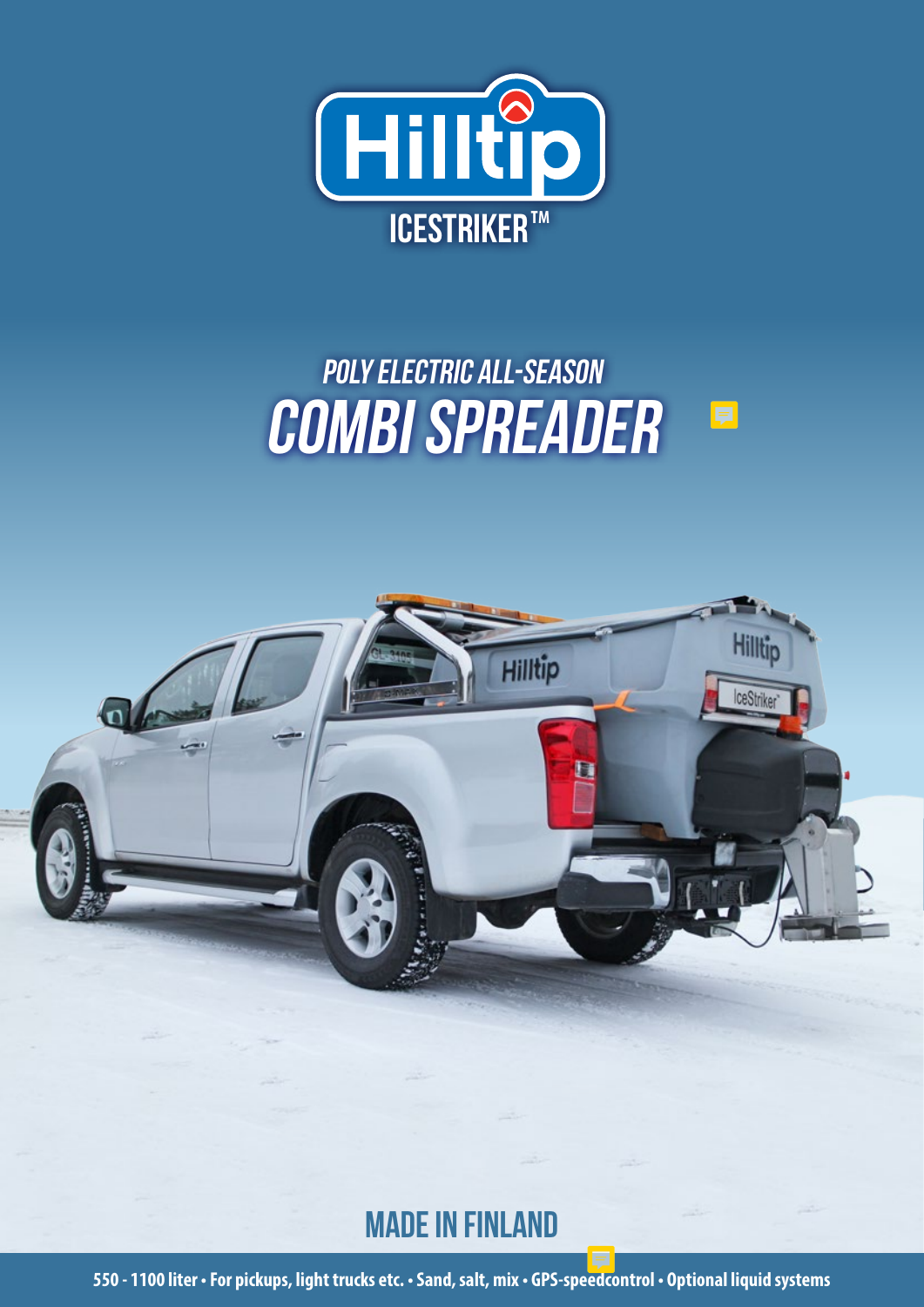# Hilltip

## ICESTRIKER™

## POLY ELECTRIC ALL-SEASON

# COMBI SPREADER

## MADE IN FINLAND

**550 - 1100 liter • For pickups, light trucks etc. • Sand, salt, mix • GPS-speedcontrol • Optional liquid systems**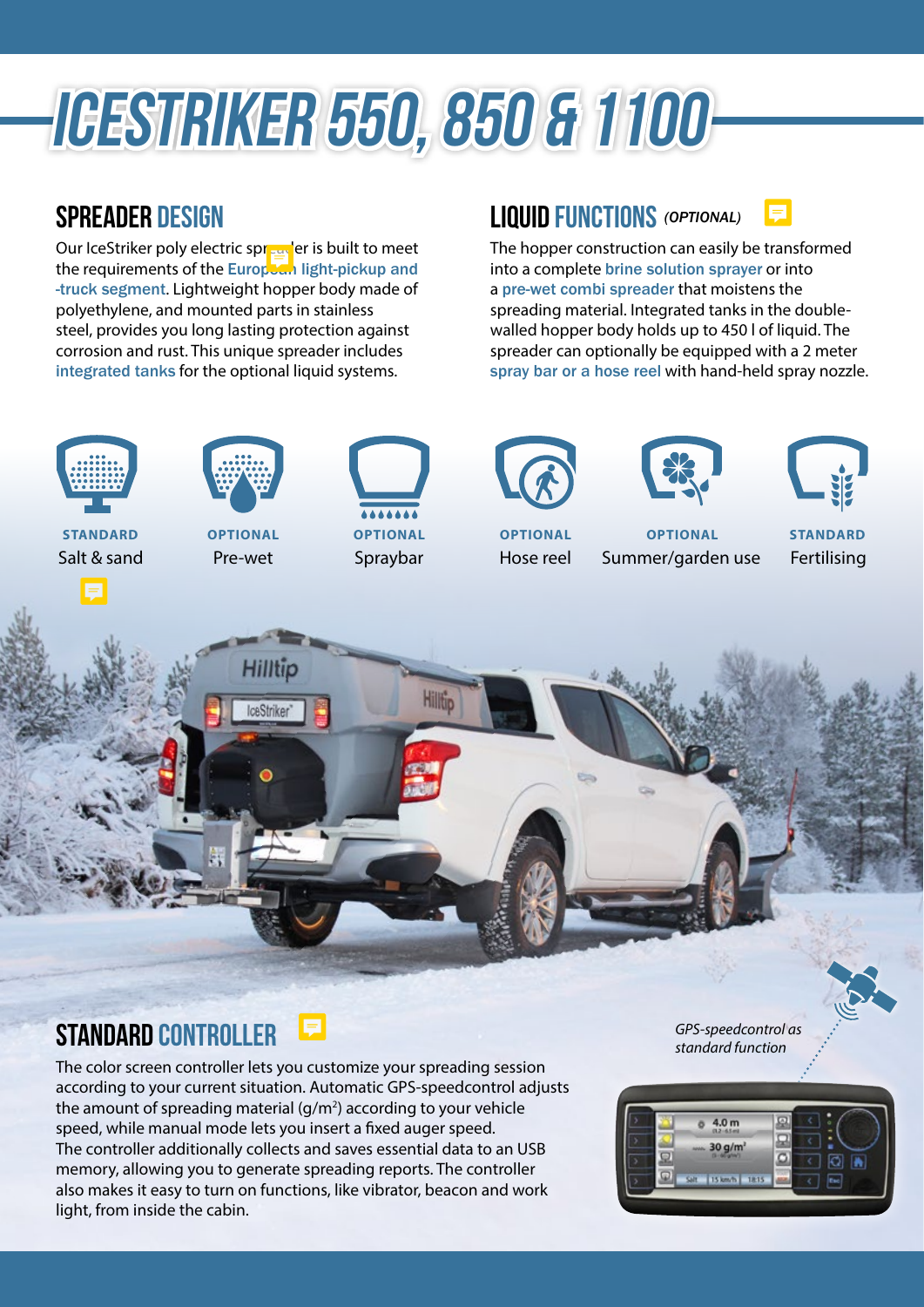# ICESTRIKER 550, 850 & 1100

## SPREADER DESIGN

Our IceStriker poly electric spreader is built to meet the requirements of the European light-pickup and -truck segment. Lightweight hopper body made of polyethylene, and mounted parts in stainless steel, provides you long lasting protection against corrosion and rust. This unique spreader includes integrated tanks for the optional liquid systems.

## LIQUID FUNCTIONS *(OPTIONAL)*

The hopper construction can easily be transformed into a complete brine solution sprayer or into a pre-wet combi spreader that moistens the spreading material. Integrated tanks in the double-walled hopper body holds up to 450 l of liquid. The spreader can optionally be equipped with a 2 meter spray bar or a hose reel with hand-held spray nozzle.

**STANDARD**
Salt & sand

**OPTIONAL**
Pre-wet

**OPTIONAL**
Spraybar

**OPTIONAL**
Hose reel

**OPTIONAL**
Summer/garden use

**STANDARD**
Fertilising

## STANDARD CONTROLLER

The color screen controller lets you customize your spreading session according to your current situation. Automatic GPS-speedcontrol adjusts the amount of spreading material (g/m$^2$) according to your vehicle speed, while manual mode lets you insert a fixed auger speed. The controller additionally collects and saves essential data to an USB memory, allowing you to generate spreading reports. The controller also makes it easy to turn on functions, like vibrator, beacon and work light, from inside the cabin.

*GPS-speedcontrol as standard function*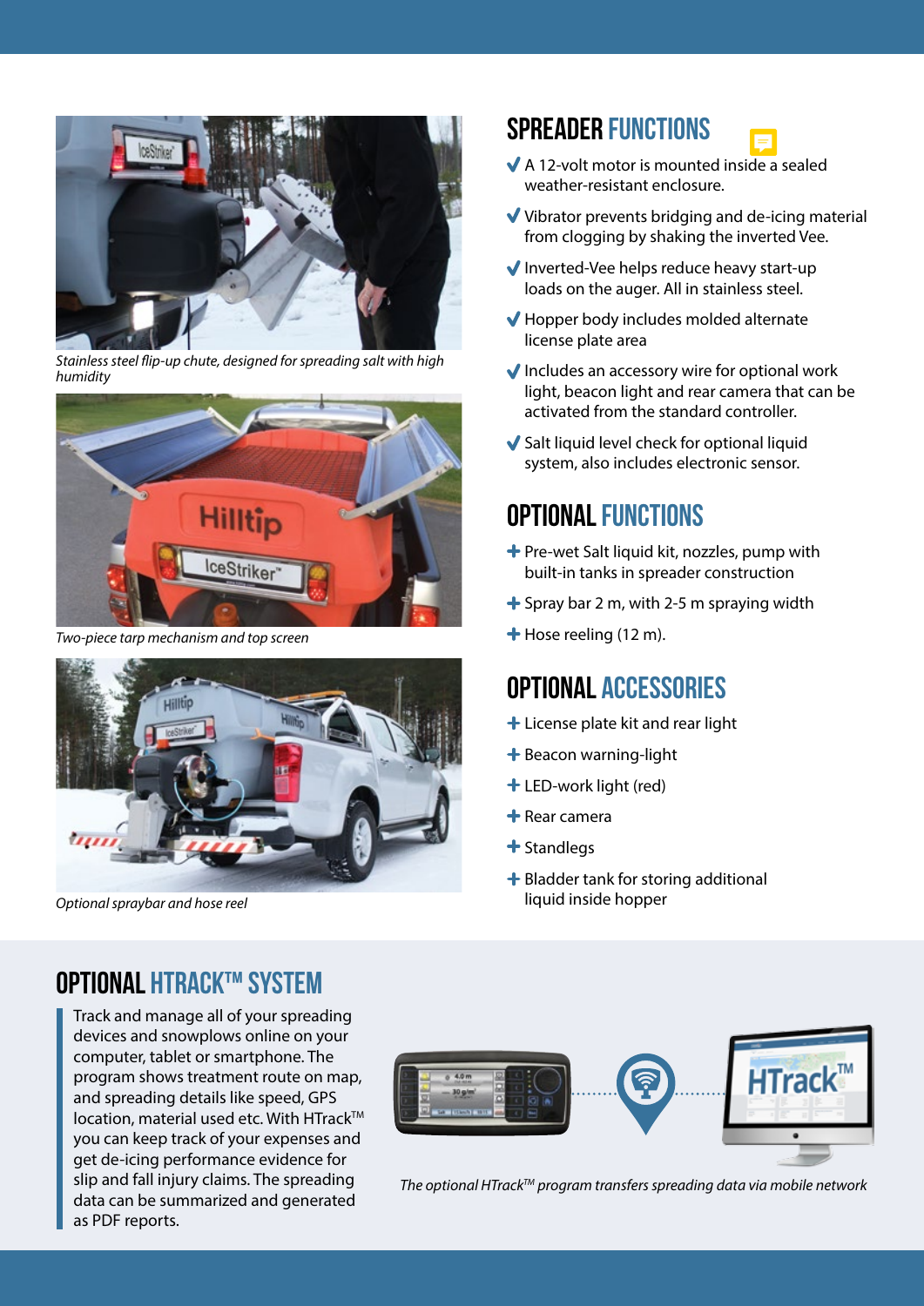Stainless steel flip-up chute, designed for spreading salt with high humidity

Two-piece tarp mechanism and top screen

Optional spraybar and hose reel

## SPREADER FUNCTIONS

- A 12-volt motor is mounted inside a sealed weather-resistant enclosure.
- Vibrator prevents bridging and de-icing material from clogging by shaking the inverted Vee.
- Inverted-Vee helps reduce heavy start-up loads on the auger. All in stainless steel.
- Hopper body includes molded alternate license plate area
- Includes an accessory wire for optional work light, beacon light and rear camera that can be activated from the standard controller.
- Salt liquid level check for optional liquid system, also includes electronic sensor.

## OPTIONAL FUNCTIONS

- Pre-wet Salt liquid kit, nozzles, pump with built-in tanks in spreader construction
- Spray bar 2 m, with 2-5 m spraying width
- Hose reeling (12 m).

## OPTIONAL ACCESSORIES

- License plate kit and rear light
- Beacon warning-light
- LED-work light (red)
- Rear camera
- Standlegs
- Bladder tank for storing additional liquid inside hopper

## OPTIONAL HTRACK™ SYSTEM

Track and manage all of your spreading devices and snowplows online on your computer, tablet or smartphone. The program shows treatment route on map, and spreading details like speed, GPS location, material used etc. With HTrack™ you can keep track of your expenses and get de-icing performance evidence for slip and fall injury claims. The spreading data can be summarized and generated as PDF reports.

*The optional HTrack™ program transfers spreading data via mobile network*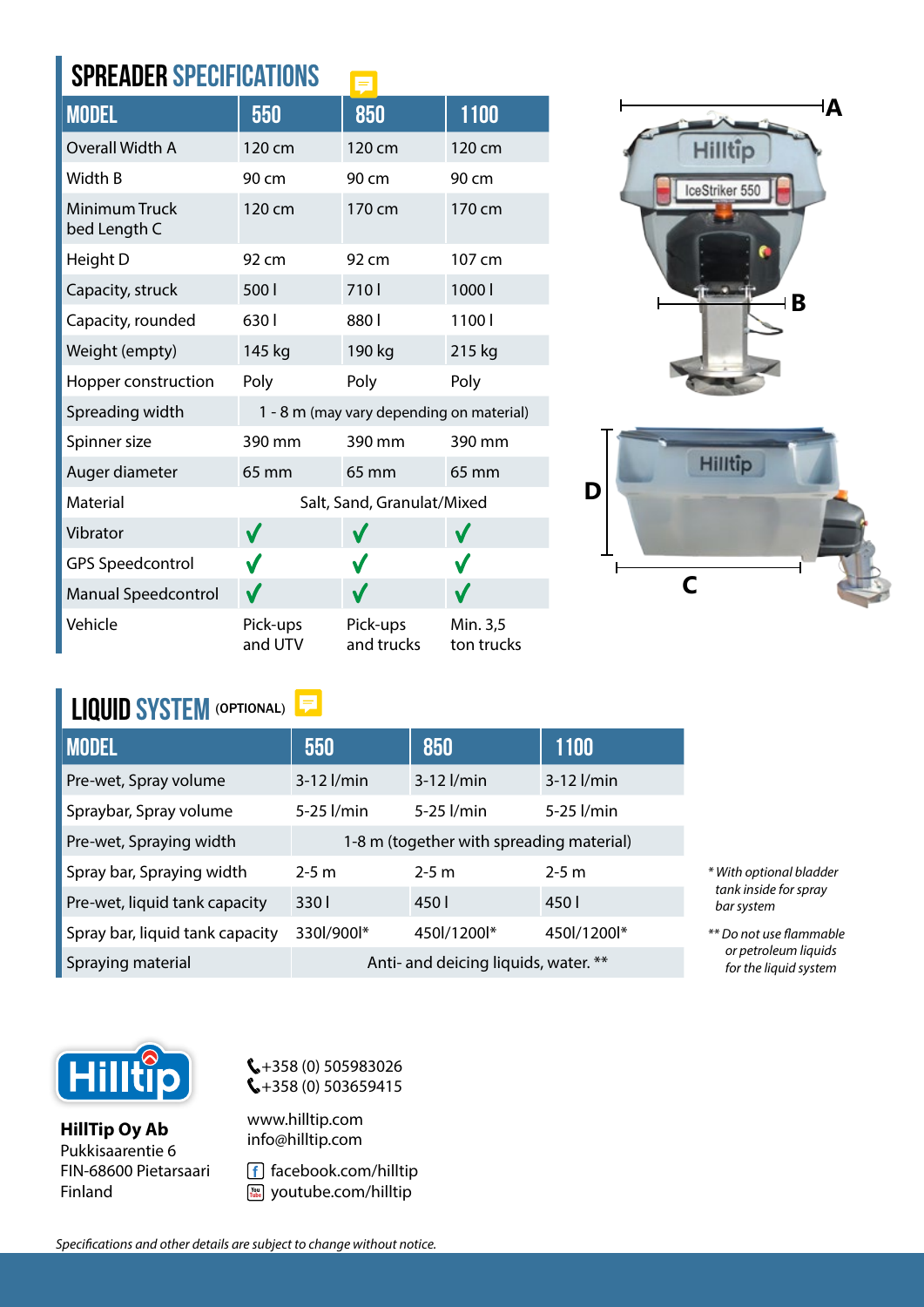## SPREADER SPECIFICATIONS

| MODEL | 550 | 850 | 1100 |
|---|---|---|---|
| Overall Width A | 120 cm | 120 cm | 120 cm |
| Width B | 90 cm | 90 cm | 90 cm |
| Minimum Truck bed Length C | 120 cm | 170 cm | 170 cm |
| Height D | 92 cm | 92 cm | 107 cm |
| Capacity, struck | 500 l | 710 l | 1000 l |
| Capacity, rounded | 630 l | 880 l | 1100 l |
| Weight (empty) | 145 kg | 190 kg | 215 kg |
| Hopper construction | Poly | Poly | Poly |
| Spreading width | 1 - 8 m (may vary depending on material) | | |
| Spinner size | 390 mm | 390 mm | 390 mm |
| Auger diameter | 65 mm | 65 mm | 65 mm |
| Material | Salt, Sand, Granulat/Mixed | | |
| Vibrator | ✓ | ✓ | ✓ |
| GPS Speedcontrol | ✓ | ✓ | ✓ |
| Manual Speedcontrol | ✓ | ✓ | ✓ |
| Vehicle | Pick-ups and UTV | Pick-ups and trucks | Min. 3,5 ton trucks |

A

B

D

C

## LIQUID SYSTEM (OPTIONAL)

| MODEL | 550 | 850 | 1100 |
|---|---|---|---|
| Pre-wet, Spray volume | 3-12 l/min | 3-12 l/min | 3-12 l/min |
| Spraybar, Spray volume | 5-25 l/min | 5-25 l/min | 5-25 l/min |
| Pre-wet, Spraying width | 1-8 m (together with spreading material) | | |
| Spray bar, Spraying width | 2-5 m | 2-5 m | 2-5 m |
| Pre-wet, liquid tank capacity | 330 l | 450 l | 450 l |
| Spray bar, liquid tank capacity | 330l/900l* | 450l/1200l* | 450l/1200l* |
| Spraying material | Anti- and deicing liquids, water. ** | | |

*\* With optional bladder tank inside for spray bar system*

*\*\* Do not use flammable or petroleum liquids for the liquid system*

**HillTip Oy Ab**
Pukkisaarentie 6
FIN-68600 Pietarsaari
Finland

+358 (0) 505983026
+358 (0) 503659415

www.hilltip.com
info@hilltip.com

facebook.com/hilltip
youtube.com/hilltip

*Specifications and other details are subject to change without notice.*